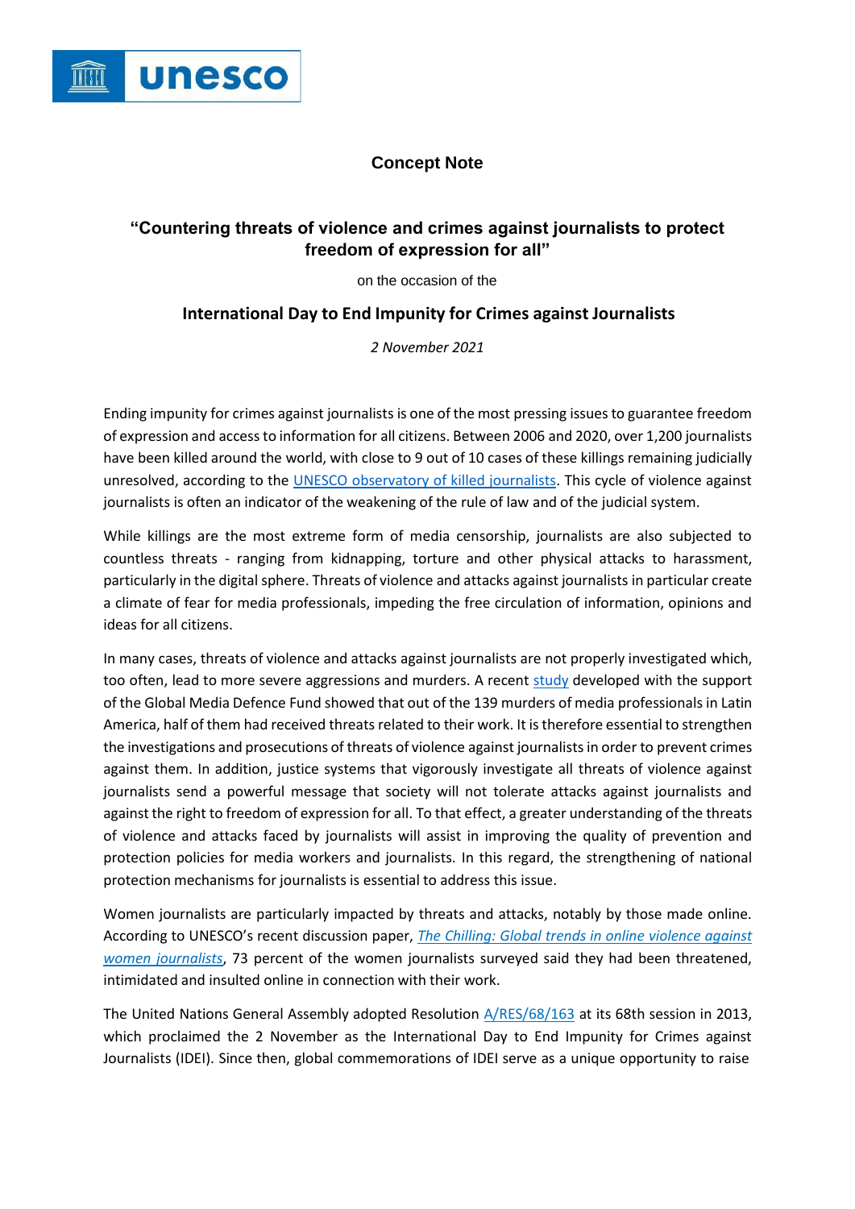# Concept Note

## "Countering threats of violence and crimes against journalists to protect freedom of expression for all"

on the occasion of the

## International Day to End Impunity for Crimes against Journalists

*2 November 2021*

Ending impunity for crimes against journalists is one of the most pressing issues to guarantee freedom of expression and access to information for all citizens. Between 2006 and 2020, over 1,200 journalists have been killed around the world, with close to 9 out of 10 cases of these killings remaining judicially unresolved, according to the UNESCO observatory of killed journalists. This cycle of violence against journalists is often an indicator of the weakening of the rule of law and of the judicial system.

While killings are the most extreme form of media censorship, journalists are also subjected to countless threats - ranging from kidnapping, torture and other physical attacks to harassment, particularly in the digital sphere. Threats of violence and attacks against journalists in particular create a climate of fear for media professionals, impeding the free circulation of information, opinions and ideas for all citizens.

In many cases, threats of violence and attacks against journalists are not properly investigated which, too often, lead to more severe aggressions and murders. A recent study developed with the support of the Global Media Defence Fund showed that out of the 139 murders of media professionals in Latin America, half of them had received threats related to their work. It is therefore essential to strengthen the investigations and prosecutions of threats of violence against journalists in order to prevent crimes against them. In addition, justice systems that vigorously investigate all threats of violence against journalists send a powerful message that society will not tolerate attacks against journalists and against the right to freedom of expression for all. To that effect, a greater understanding of the threats of violence and attacks faced by journalists will assist in improving the quality of prevention and protection policies for media workers and journalists. In this regard, the strengthening of national protection mechanisms for journalists is essential to address this issue.

Women journalists are particularly impacted by threats and attacks, notably by those made online. According to UNESCO's recent discussion paper, *The Chilling: Global trends in online violence against women journalists*, 73 percent of the women journalists surveyed said they had been threatened, intimidated and insulted online in connection with their work.

The United Nations General Assembly adopted Resolution A/RES/68/163 at its 68th session in 2013, which proclaimed the 2 November as the International Day to End Impunity for Crimes against Journalists (IDEI). Since then, global commemorations of IDEI serve as a unique opportunity to raise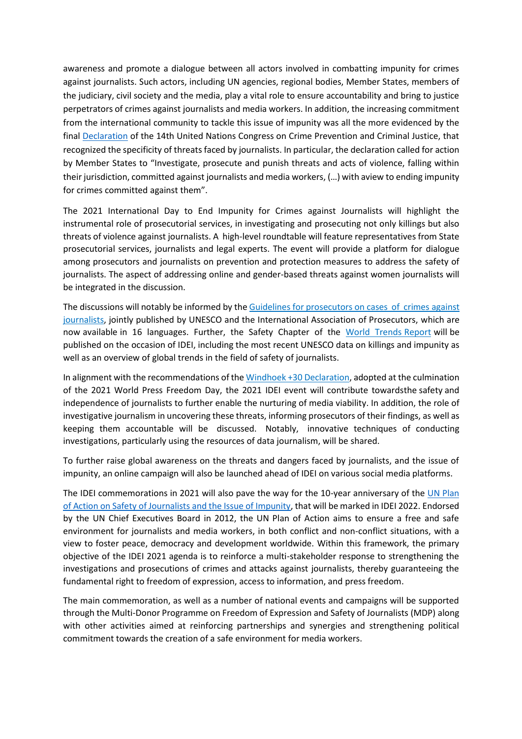awareness and promote a dialogue between all actors involved in combatting impunity for crimes against journalists. Such actors, including UN agencies, regional bodies, Member States, members of the judiciary, civil society and the media, play a vital role to ensure accountability and bring to justice perpetrators of crimes against journalists and media workers. In addition, the increasing commitment from the international community to tackle this issue of impunity was all the more evidenced by the final [Declaration]() of the 14th United Nations Congress on Crime Prevention and Criminal Justice, that recognized the specificity of threats faced by journalists. In particular, the declaration called for action by Member States to "Investigate, prosecute and punish threats and acts of violence, falling within their jurisdiction, committed against journalists and media workers, (…) with aview to ending impunity for crimes committed against them".

The 2021 International Day to End Impunity for Crimes against Journalists will highlight the instrumental role of prosecutorial services, in investigating and prosecuting not only killings but also threats of violence against journalists. A high-level roundtable will feature representatives from State prosecutorial services, journalists and legal experts. The event will provide a platform for dialogue among prosecutors and journalists on prevention and protection measures to address the safety of journalists. The aspect of addressing online and gender-based threats against women journalists will be integrated in the discussion.

The discussions will notably be informed by the [Guidelines for prosecutors on cases of crimes against journalists](), jointly published by UNESCO and the International Association of Prosecutors, which are now available in 16 languages. Further, the Safety Chapter of the [World Trends Report]() will be published on the occasion of IDEI, including the most recent UNESCO data on killings and impunity as well as an overview of global trends in the field of safety of journalists.

In alignment with the recommendations of the [Windhoek +30 Declaration](), adopted at the culmination of the 2021 World Press Freedom Day, the 2021 IDEI event will contribute towardsthe safety and independence of journalists to further enable the nurturing of media viability. In addition, the role of investigative journalism in uncovering these threats, informing prosecutors of their findings, as well as keeping them accountable will be discussed. Notably, innovative techniques of conducting investigations, particularly using the resources of data journalism, will be shared.

To further raise global awareness on the threats and dangers faced by journalists, and the issue of impunity, an online campaign will also be launched ahead of IDEI on various social media platforms.

The IDEI commemorations in 2021 will also pave the way for the 10-year anniversary of the [UN Plan of Action on Safety of Journalists and the Issue of Impunity](), that will be marked in IDEI 2022. Endorsed by the UN Chief Executives Board in 2012, the UN Plan of Action aims to ensure a free and safe environment for journalists and media workers, in both conflict and non-conflict situations, with a view to foster peace, democracy and development worldwide. Within this framework, the primary objective of the IDEI 2021 agenda is to reinforce a multi-stakeholder response to strengthening the investigations and prosecutions of crimes and attacks against journalists, thereby guaranteeing the fundamental right to freedom of expression, access to information, and press freedom.

The main commemoration, as well as a number of national events and campaigns will be supported through the Multi-Donor Programme on Freedom of Expression and Safety of Journalists (MDP) along with other activities aimed at reinforcing partnerships and synergies and strengthening political commitment towards the creation of a safe environment for media workers.